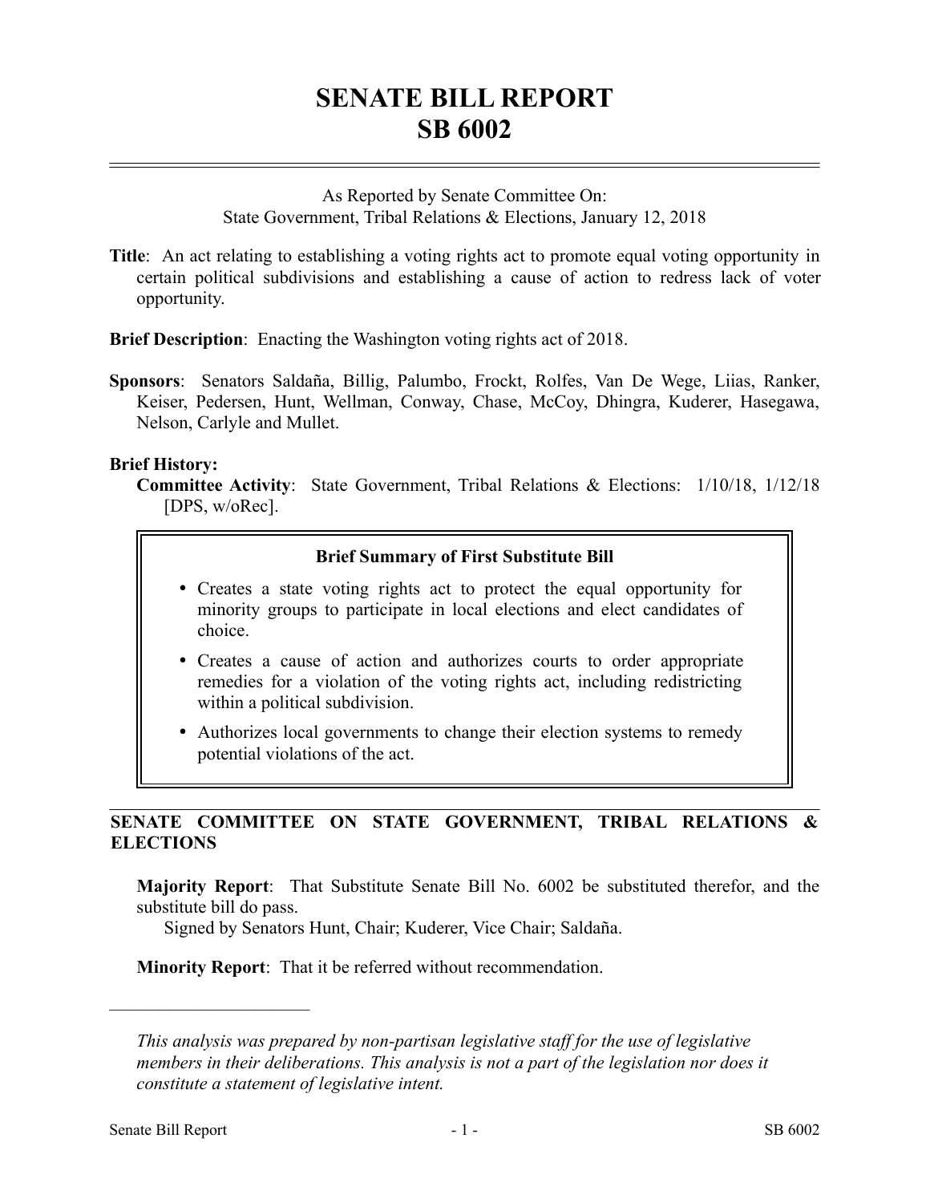# SENATE BILL REPORT
# SB 6002

As Reported by Senate Committee On:
State Government, Tribal Relations & Elections, January 12, 2018

**Title**: An act relating to establishing a voting rights act to promote equal voting opportunity in certain political subdivisions and establishing a cause of action to redress lack of voter opportunity.

**Brief Description**: Enacting the Washington voting rights act of 2018.

**Sponsors**: Senators Saldaña, Billig, Palumbo, Frockt, Rolfes, Van De Wege, Liias, Ranker, Keiser, Pedersen, Hunt, Wellman, Conway, Chase, McCoy, Dhingra, Kuderer, Hasegawa, Nelson, Carlyle and Mullet.

**Brief History:**

**Committee Activity**: State Government, Tribal Relations & Elections: 1/10/18, 1/12/18 [DPS, w/oRec].

**Brief Summary of First Substitute Bill**

- Creates a state voting rights act to protect the equal opportunity for minority groups to participate in local elections and elect candidates of choice.
- Creates a cause of action and authorizes courts to order appropriate remedies for a violation of the voting rights act, including redistricting within a political subdivision.
- Authorizes local governments to change their election systems to remedy potential violations of the act.

## SENATE COMMITTEE ON STATE GOVERNMENT, TRIBAL RELATIONS & ELECTIONS

**Majority Report**: That Substitute Senate Bill No. 6002 be substituted therefor, and the substitute bill do pass.
Signed by Senators Hunt, Chair; Kuderer, Vice Chair; Saldaña.

**Minority Report**: That it be referred without recommendation.

---

*This analysis was prepared by non-partisan legislative staff for the use of legislative members in their deliberations. This analysis is not a part of the legislation nor does it constitute a statement of legislative intent.*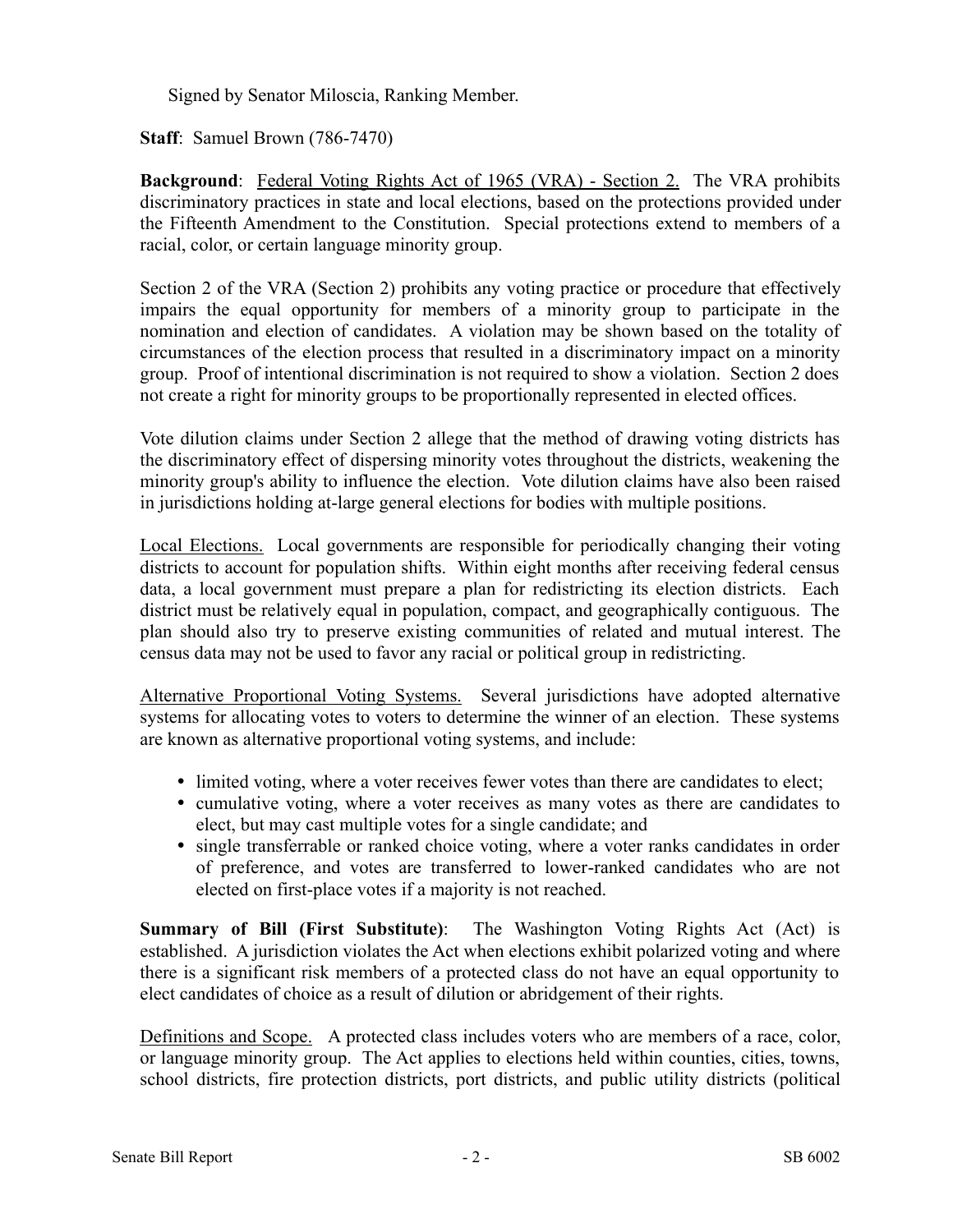Signed by Senator Miloscia, Ranking Member.

**Staff**: Samuel Brown (786-7470)

**Background**: Federal Voting Rights Act of 1965 (VRA) - Section 2. The VRA prohibits discriminatory practices in state and local elections, based on the protections provided under the Fifteenth Amendment to the Constitution. Special protections extend to members of a racial, color, or certain language minority group.

Section 2 of the VRA (Section 2) prohibits any voting practice or procedure that effectively impairs the equal opportunity for members of a minority group to participate in the nomination and election of candidates. A violation may be shown based on the totality of circumstances of the election process that resulted in a discriminatory impact on a minority group. Proof of intentional discrimination is not required to show a violation. Section 2 does not create a right for minority groups to be proportionally represented in elected offices.

Vote dilution claims under Section 2 allege that the method of drawing voting districts has the discriminatory effect of dispersing minority votes throughout the districts, weakening the minority group's ability to influence the election. Vote dilution claims have also been raised in jurisdictions holding at-large general elections for bodies with multiple positions.

Local Elections. Local governments are responsible for periodically changing their voting districts to account for population shifts. Within eight months after receiving federal census data, a local government must prepare a plan for redistricting its election districts. Each district must be relatively equal in population, compact, and geographically contiguous. The plan should also try to preserve existing communities of related and mutual interest. The census data may not be used to favor any racial or political group in redistricting.

Alternative Proportional Voting Systems. Several jurisdictions have adopted alternative systems for allocating votes to voters to determine the winner of an election. These systems are known as alternative proportional voting systems, and include:

- limited voting, where a voter receives fewer votes than there are candidates to elect;
- cumulative voting, where a voter receives as many votes as there are candidates to elect, but may cast multiple votes for a single candidate; and
- single transferrable or ranked choice voting, where a voter ranks candidates in order of preference, and votes are transferred to lower-ranked candidates who are not elected on first-place votes if a majority is not reached.

**Summary of Bill (First Substitute)**: The Washington Voting Rights Act (Act) is established. A jurisdiction violates the Act when elections exhibit polarized voting and where there is a significant risk members of a protected class do not have an equal opportunity to elect candidates of choice as a result of dilution or abridgement of their rights.

Definitions and Scope. A protected class includes voters who are members of a race, color, or language minority group. The Act applies to elections held within counties, cities, towns, school districts, fire protection districts, port districts, and public utility districts (political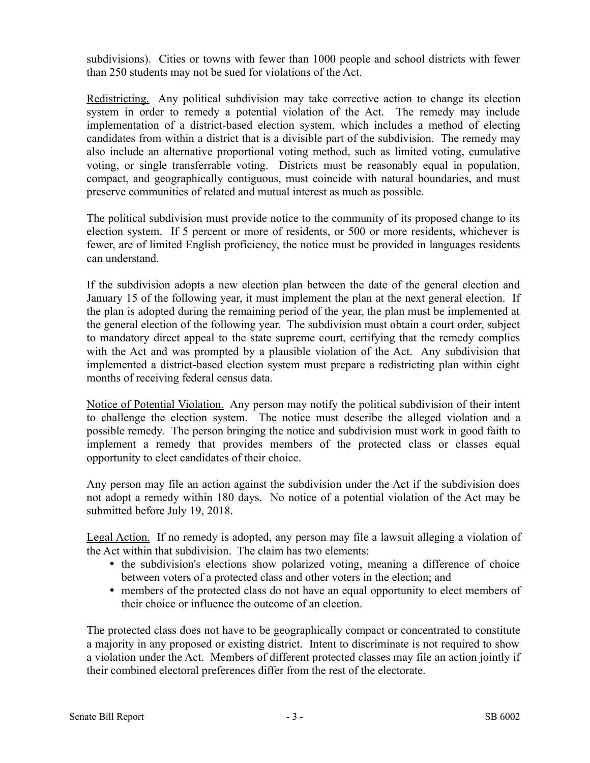subdivisions). Cities or towns with fewer than 1000 people and school districts with fewer than 250 students may not be sued for violations of the Act.

Redistricting. Any political subdivision may take corrective action to change its election system in order to remedy a potential violation of the Act. The remedy may include implementation of a district-based election system, which includes a method of electing candidates from within a district that is a divisible part of the subdivision. The remedy may also include an alternative proportional voting method, such as limited voting, cumulative voting, or single transferrable voting. Districts must be reasonably equal in population, compact, and geographically contiguous, must coincide with natural boundaries, and must preserve communities of related and mutual interest as much as possible.

The political subdivision must provide notice to the community of its proposed change to its election system. If 5 percent or more of residents, or 500 or more residents, whichever is fewer, are of limited English proficiency, the notice must be provided in languages residents can understand.

If the subdivision adopts a new election plan between the date of the general election and January 15 of the following year, it must implement the plan at the next general election. If the plan is adopted during the remaining period of the year, the plan must be implemented at the general election of the following year. The subdivision must obtain a court order, subject to mandatory direct appeal to the state supreme court, certifying that the remedy complies with the Act and was prompted by a plausible violation of the Act. Any subdivision that implemented a district-based election system must prepare a redistricting plan within eight months of receiving federal census data.

Notice of Potential Violation. Any person may notify the political subdivision of their intent to challenge the election system. The notice must describe the alleged violation and a possible remedy. The person bringing the notice and subdivision must work in good faith to implement a remedy that provides members of the protected class or classes equal opportunity to elect candidates of their choice.

Any person may file an action against the subdivision under the Act if the subdivision does not adopt a remedy within 180 days. No notice of a potential violation of the Act may be submitted before July 19, 2018.

Legal Action. If no remedy is adopted, any person may file a lawsuit alleging a violation of the Act within that subdivision. The claim has two elements:

- the subdivision's elections show polarized voting, meaning a difference of choice between voters of a protected class and other voters in the election; and
- members of the protected class do not have an equal opportunity to elect members of their choice or influence the outcome of an election.

The protected class does not have to be geographically compact or concentrated to constitute a majority in any proposed or existing district. Intent to discriminate is not required to show a violation under the Act. Members of different protected classes may file an action jointly if their combined electoral preferences differ from the rest of the electorate.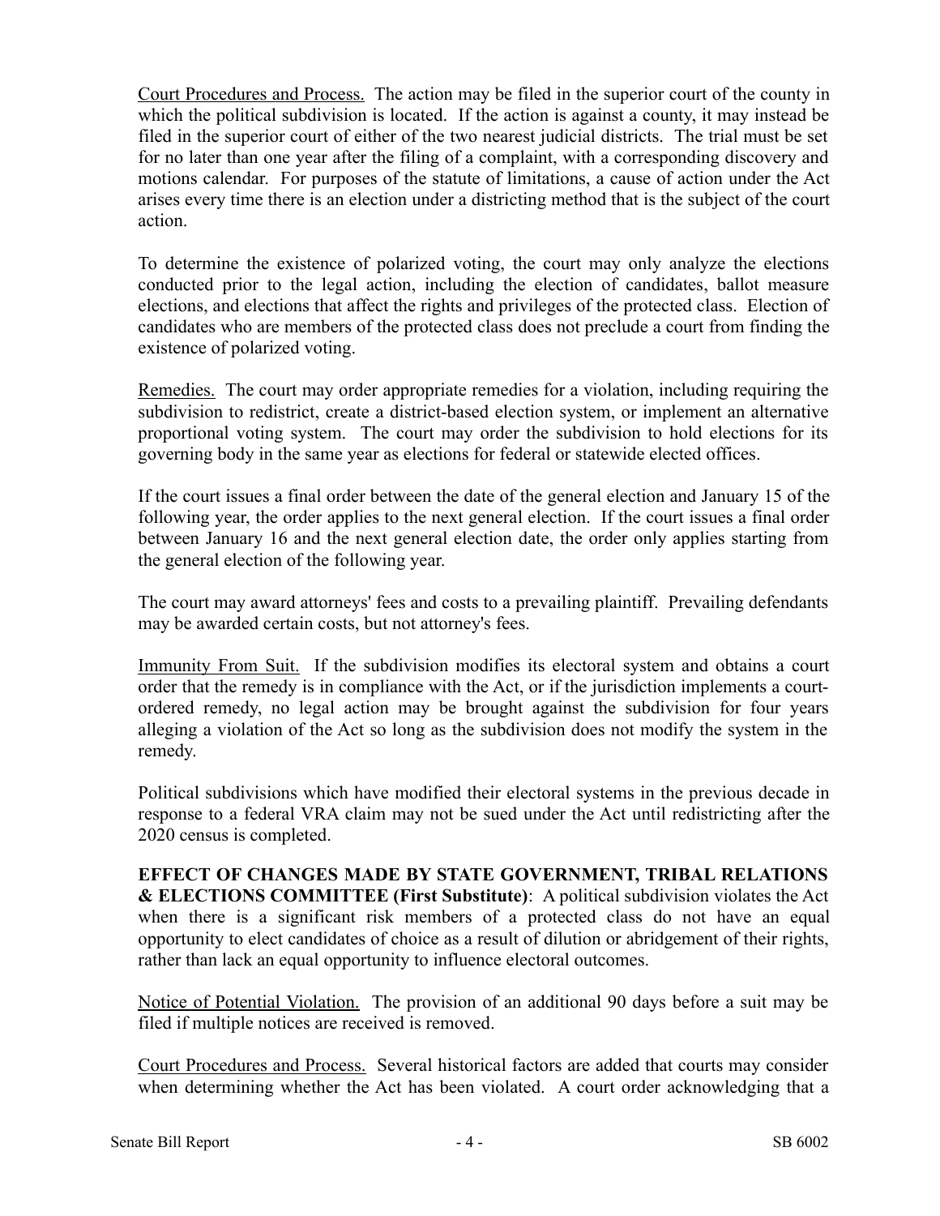Court Procedures and Process. The action may be filed in the superior court of the county in which the political subdivision is located. If the action is against a county, it may instead be filed in the superior court of either of the two nearest judicial districts. The trial must be set for no later than one year after the filing of a complaint, with a corresponding discovery and motions calendar. For purposes of the statute of limitations, a cause of action under the Act arises every time there is an election under a districting method that is the subject of the court action.

To determine the existence of polarized voting, the court may only analyze the elections conducted prior to the legal action, including the election of candidates, ballot measure elections, and elections that affect the rights and privileges of the protected class. Election of candidates who are members of the protected class does not preclude a court from finding the existence of polarized voting.

Remedies. The court may order appropriate remedies for a violation, including requiring the subdivision to redistrict, create a district-based election system, or implement an alternative proportional voting system. The court may order the subdivision to hold elections for its governing body in the same year as elections for federal or statewide elected offices.

If the court issues a final order between the date of the general election and January 15 of the following year, the order applies to the next general election. If the court issues a final order between January 16 and the next general election date, the order only applies starting from the general election of the following year.

The court may award attorneys' fees and costs to a prevailing plaintiff. Prevailing defendants may be awarded certain costs, but not attorney's fees.

Immunity From Suit. If the subdivision modifies its electoral system and obtains a court order that the remedy is in compliance with the Act, or if the jurisdiction implements a court-ordered remedy, no legal action may be brought against the subdivision for four years alleging a violation of the Act so long as the subdivision does not modify the system in the remedy.

Political subdivisions which have modified their electoral systems in the previous decade in response to a federal VRA claim may not be sued under the Act until redistricting after the 2020 census is completed.

**EFFECT OF CHANGES MADE BY STATE GOVERNMENT, TRIBAL RELATIONS & ELECTIONS COMMITTEE (First Substitute)**: A political subdivision violates the Act when there is a significant risk members of a protected class do not have an equal opportunity to elect candidates of choice as a result of dilution or abridgement of their rights, rather than lack an equal opportunity to influence electoral outcomes.

Notice of Potential Violation. The provision of an additional 90 days before a suit may be filed if multiple notices are received is removed.

Court Procedures and Process. Several historical factors are added that courts may consider when determining whether the Act has been violated. A court order acknowledging that a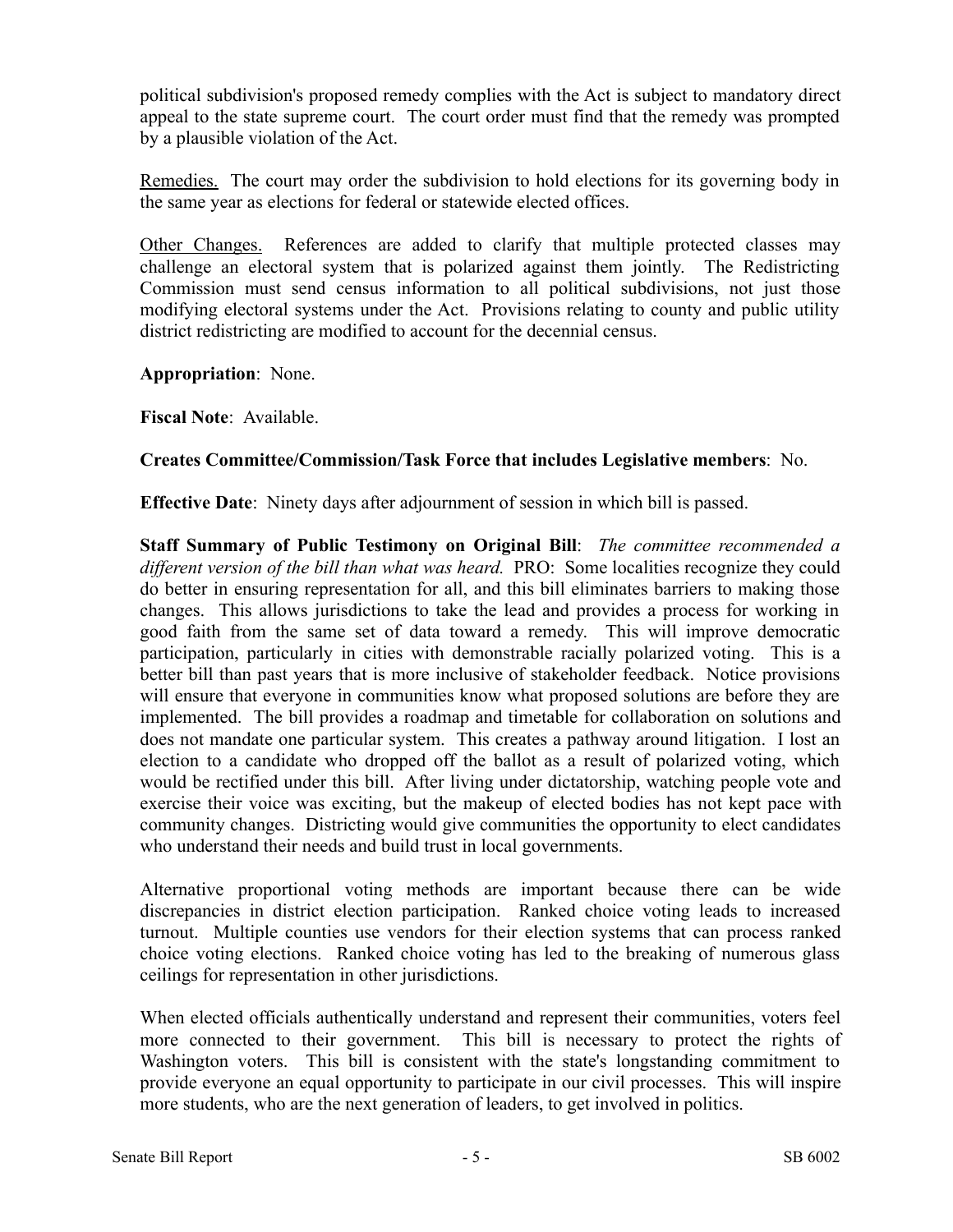political subdivision's proposed remedy complies with the Act is subject to mandatory direct appeal to the state supreme court. The court order must find that the remedy was prompted by a plausible violation of the Act.

Remedies. The court may order the subdivision to hold elections for its governing body in the same year as elections for federal or statewide elected offices.

Other Changes. References are added to clarify that multiple protected classes may challenge an electoral system that is polarized against them jointly. The Redistricting Commission must send census information to all political subdivisions, not just those modifying electoral systems under the Act. Provisions relating to county and public utility district redistricting are modified to account for the decennial census.

**Appropriation**: None.

**Fiscal Note**: Available.

**Creates Committee/Commission/Task Force that includes Legislative members**: No.

**Effective Date**: Ninety days after adjournment of session in which bill is passed.

**Staff Summary of Public Testimony on Original Bill**: *The committee recommended a different version of the bill than what was heard.* PRO: Some localities recognize they could do better in ensuring representation for all, and this bill eliminates barriers to making those changes. This allows jurisdictions to take the lead and provides a process for working in good faith from the same set of data toward a remedy. This will improve democratic participation, particularly in cities with demonstrable racially polarized voting. This is a better bill than past years that is more inclusive of stakeholder feedback. Notice provisions will ensure that everyone in communities know what proposed solutions are before they are implemented. The bill provides a roadmap and timetable for collaboration on solutions and does not mandate one particular system. This creates a pathway around litigation. I lost an election to a candidate who dropped off the ballot as a result of polarized voting, which would be rectified under this bill. After living under dictatorship, watching people vote and exercise their voice was exciting, but the makeup of elected bodies has not kept pace with community changes. Districting would give communities the opportunity to elect candidates who understand their needs and build trust in local governments.

Alternative proportional voting methods are important because there can be wide discrepancies in district election participation. Ranked choice voting leads to increased turnout. Multiple counties use vendors for their election systems that can process ranked choice voting elections. Ranked choice voting has led to the breaking of numerous glass ceilings for representation in other jurisdictions.

When elected officials authentically understand and represent their communities, voters feel more connected to their government. This bill is necessary to protect the rights of Washington voters. This bill is consistent with the state's longstanding commitment to provide everyone an equal opportunity to participate in our civil processes. This will inspire more students, who are the next generation of leaders, to get involved in politics.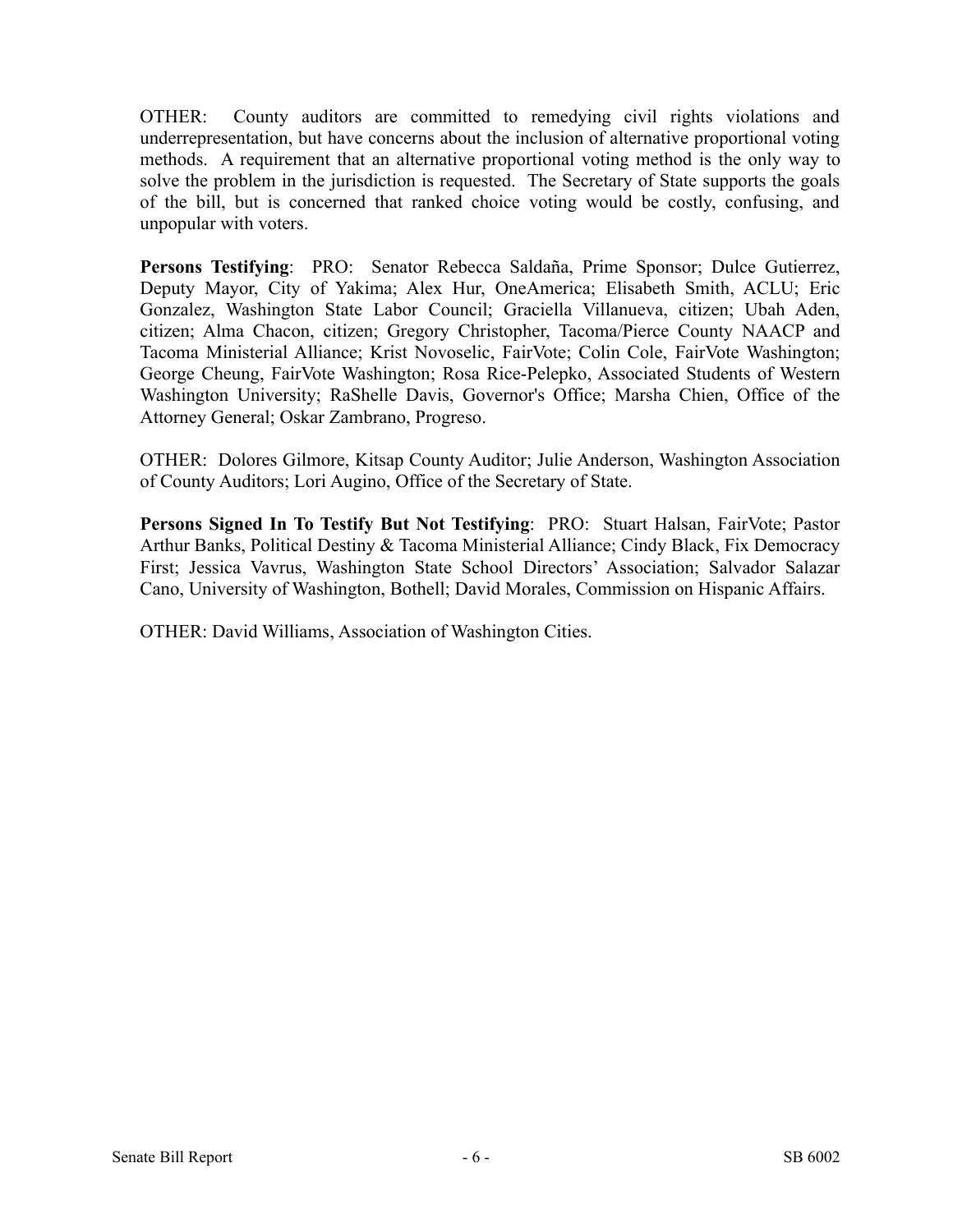OTHER: County auditors are committed to remedying civil rights violations and underrepresentation, but have concerns about the inclusion of alternative proportional voting methods. A requirement that an alternative proportional voting method is the only way to solve the problem in the jurisdiction is requested. The Secretary of State supports the goals of the bill, but is concerned that ranked choice voting would be costly, confusing, and unpopular with voters.

**Persons Testifying**: PRO: Senator Rebecca Saldaña, Prime Sponsor; Dulce Gutierrez, Deputy Mayor, City of Yakima; Alex Hur, OneAmerica; Elisabeth Smith, ACLU; Eric Gonzalez, Washington State Labor Council; Graciella Villanueva, citizen; Ubah Aden, citizen; Alma Chacon, citizen; Gregory Christopher, Tacoma/Pierce County NAACP and Tacoma Ministerial Alliance; Krist Novoselic, FairVote; Colin Cole, FairVote Washington; George Cheung, FairVote Washington; Rosa Rice-Pelepko, Associated Students of Western Washington University; RaShelle Davis, Governor's Office; Marsha Chien, Office of the Attorney General; Oskar Zambrano, Progreso.

OTHER: Dolores Gilmore, Kitsap County Auditor; Julie Anderson, Washington Association of County Auditors; Lori Augino, Office of the Secretary of State.

**Persons Signed In To Testify But Not Testifying**: PRO: Stuart Halsan, FairVote; Pastor Arthur Banks, Political Destiny & Tacoma Ministerial Alliance; Cindy Black, Fix Democracy First; Jessica Vavrus, Washington State School Directors' Association; Salvador Salazar Cano, University of Washington, Bothell; David Morales, Commission on Hispanic Affairs.

OTHER: David Williams, Association of Washington Cities.